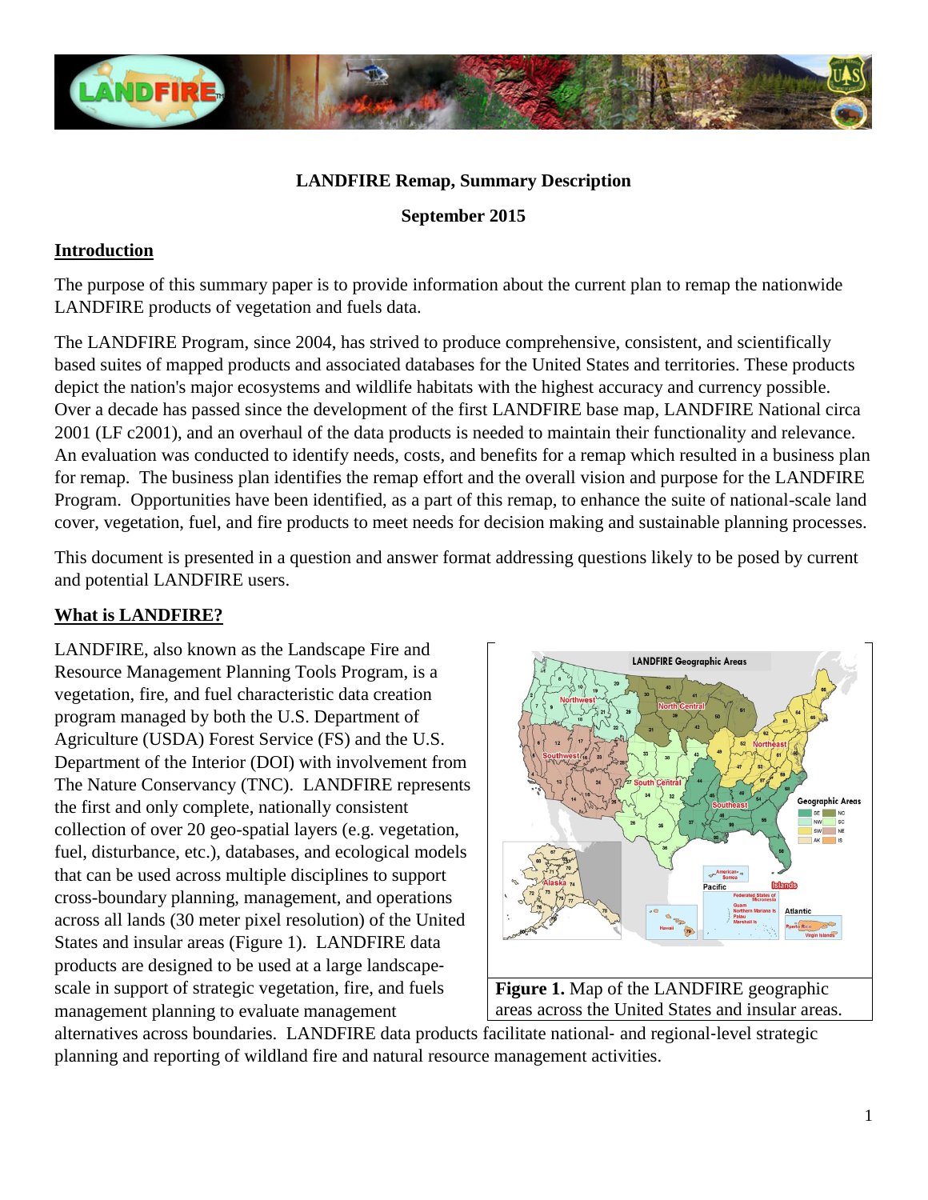**LANDFIRE Remap, Summary Description**

**September 2015**

## Introduction

The purpose of this summary paper is to provide information about the current plan to remap the nationwide LANDFIRE products of vegetation and fuels data.

The LANDFIRE Program, since 2004, has strived to produce comprehensive, consistent, and scientifically based suites of mapped products and associated databases for the United States and territories. These products depict the nation's major ecosystems and wildlife habitats with the highest accuracy and currency possible. Over a decade has passed since the development of the first LANDFIRE base map, LANDFIRE National circa 2001 (LF c2001), and an overhaul of the data products is needed to maintain their functionality and relevance. An evaluation was conducted to identify needs, costs, and benefits for a remap which resulted in a business plan for remap. The business plan identifies the remap effort and the overall vision and purpose for the LANDFIRE Program. Opportunities have been identified, as a part of this remap, to enhance the suite of national-scale land cover, vegetation, fuel, and fire products to meet needs for decision making and sustainable planning processes.

This document is presented in a question and answer format addressing questions likely to be posed by current and potential LANDFIRE users.

## What is LANDFIRE?

LANDFIRE, also known as the Landscape Fire and Resource Management Planning Tools Program, is a vegetation, fire, and fuel characteristic data creation program managed by both the U.S. Department of Agriculture (USDA) Forest Service (FS) and the U.S. Department of the Interior (DOI) with involvement from The Nature Conservancy (TNC). LANDFIRE represents the first and only complete, nationally consistent collection of over 20 geo-spatial layers (e.g. vegetation, fuel, disturbance, etc.), databases, and ecological models that can be used across multiple disciplines to support cross-boundary planning, management, and operations across all lands (30 meter pixel resolution) of the United States and insular areas (Figure 1). LANDFIRE data products are designed to be used at a large landscape-scale in support of strategic vegetation, fire, and fuels management planning to evaluate management alternatives across boundaries. LANDFIRE data products facilitate national- and regional-level strategic planning and reporting of wildland fire and natural resource management activities.

**Figure 1.** Map of the LANDFIRE geographic areas across the United States and insular areas.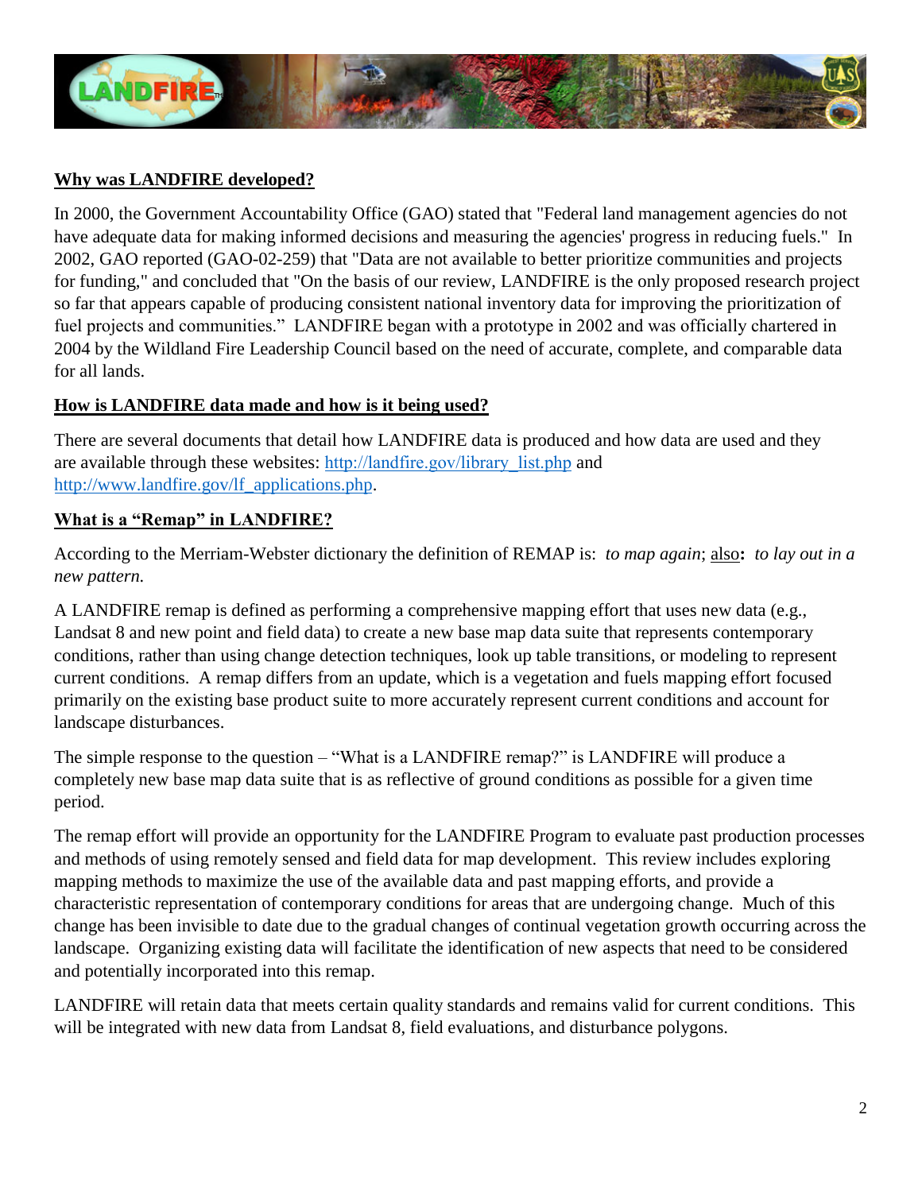## Why was LANDFIRE developed?

In 2000, the Government Accountability Office (GAO) stated that "Federal land management agencies do not have adequate data for making informed decisions and measuring the agencies' progress in reducing fuels." In 2002, GAO reported (GAO-02-259) that "Data are not available to better prioritize communities and projects for funding," and concluded that "On the basis of our review, LANDFIRE is the only proposed research project so far that appears capable of producing consistent national inventory data for improving the prioritization of fuel projects and communities." LANDFIRE began with a prototype in 2002 and was officially chartered in 2004 by the Wildland Fire Leadership Council based on the need of accurate, complete, and comparable data for all lands.

## How is LANDFIRE data made and how is it being used?

There are several documents that detail how LANDFIRE data is produced and how data are used and they are available through these websites: [http://landfire.gov/library_list.php](http://landfire.gov/library_list.php) and [http://www.landfire.gov/lf_applications.php](http://www.landfire.gov/lf_applications.php).

## What is a "Remap" in LANDFIRE?

According to the Merriam-Webster dictionary the definition of REMAP is: *to map again*; also**:** *to lay out in a new pattern.*

A LANDFIRE remap is defined as performing a comprehensive mapping effort that uses new data (e.g., Landsat 8 and new point and field data) to create a new base map data suite that represents contemporary conditions, rather than using change detection techniques, look up table transitions, or modeling to represent current conditions. A remap differs from an update, which is a vegetation and fuels mapping effort focused primarily on the existing base product suite to more accurately represent current conditions and account for landscape disturbances.

The simple response to the question – "What is a LANDFIRE remap?" is LANDFIRE will produce a completely new base map data suite that is as reflective of ground conditions as possible for a given time period.

The remap effort will provide an opportunity for the LANDFIRE Program to evaluate past production processes and methods of using remotely sensed and field data for map development. This review includes exploring mapping methods to maximize the use of the available data and past mapping efforts, and provide a characteristic representation of contemporary conditions for areas that are undergoing change. Much of this change has been invisible to date due to the gradual changes of continual vegetation growth occurring across the landscape. Organizing existing data will facilitate the identification of new aspects that need to be considered and potentially incorporated into this remap.

LANDFIRE will retain data that meets certain quality standards and remains valid for current conditions. This will be integrated with new data from Landsat 8, field evaluations, and disturbance polygons.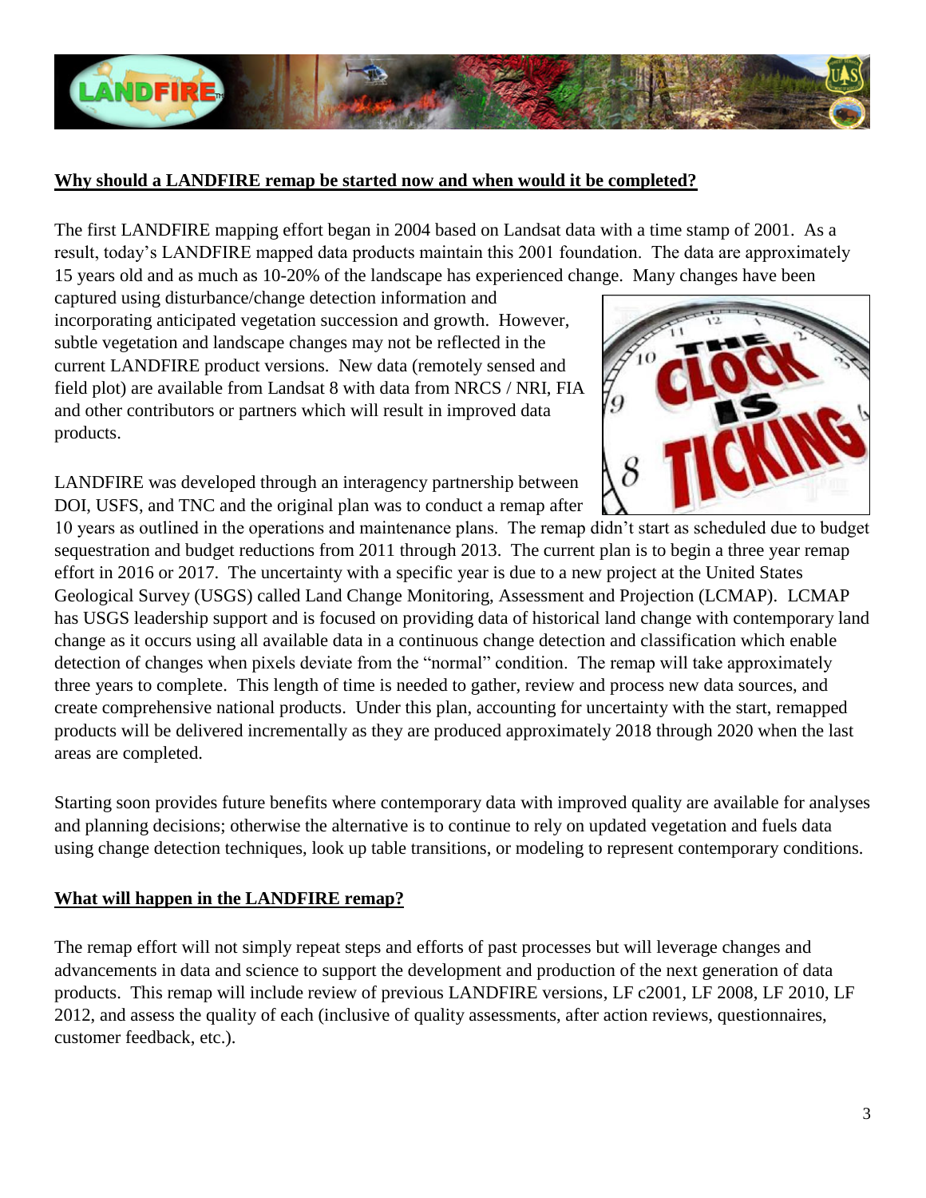## Why should a LANDFIRE remap be started now and when would it be completed?

The first LANDFIRE mapping effort began in 2004 based on Landsat data with a time stamp of 2001. As a result, today's LANDFIRE mapped data products maintain this 2001 foundation. The data are approximately 15 years old and as much as 10-20% of the landscape has experienced change. Many changes have been captured using disturbance/change detection information and incorporating anticipated vegetation succession and growth. However, subtle vegetation and landscape changes may not be reflected in the current LANDFIRE product versions. New data (remotely sensed and field plot) are available from Landsat 8 with data from NRCS / NRI, FIA and other contributors or partners which will result in improved data products.

LANDFIRE was developed through an interagency partnership between DOI, USFS, and TNC and the original plan was to conduct a remap after 10 years as outlined in the operations and maintenance plans. The remap didn't start as scheduled due to budget sequestration and budget reductions from 2011 through 2013. The current plan is to begin a three year remap effort in 2016 or 2017. The uncertainty with a specific year is due to a new project at the United States Geological Survey (USGS) called Land Change Monitoring, Assessment and Projection (LCMAP). LCMAP has USGS leadership support and is focused on providing data of historical land change with contemporary land change as it occurs using all available data in a continuous change detection and classification which enable detection of changes when pixels deviate from the "normal" condition. The remap will take approximately three years to complete. This length of time is needed to gather, review and process new data sources, and create comprehensive national products. Under this plan, accounting for uncertainty with the start, remapped products will be delivered incrementally as they are produced approximately 2018 through 2020 when the last areas are completed.

Starting soon provides future benefits where contemporary data with improved quality are available for analyses and planning decisions; otherwise the alternative is to continue to rely on updated vegetation and fuels data using change detection techniques, look up table transitions, or modeling to represent contemporary conditions.

## What will happen in the LANDFIRE remap?

The remap effort will not simply repeat steps and efforts of past processes but will leverage changes and advancements in data and science to support the development and production of the next generation of data products. This remap will include review of previous LANDFIRE versions, LF c2001, LF 2008, LF 2010, LF 2012, and assess the quality of each (inclusive of quality assessments, after action reviews, questionnaires, customer feedback, etc.).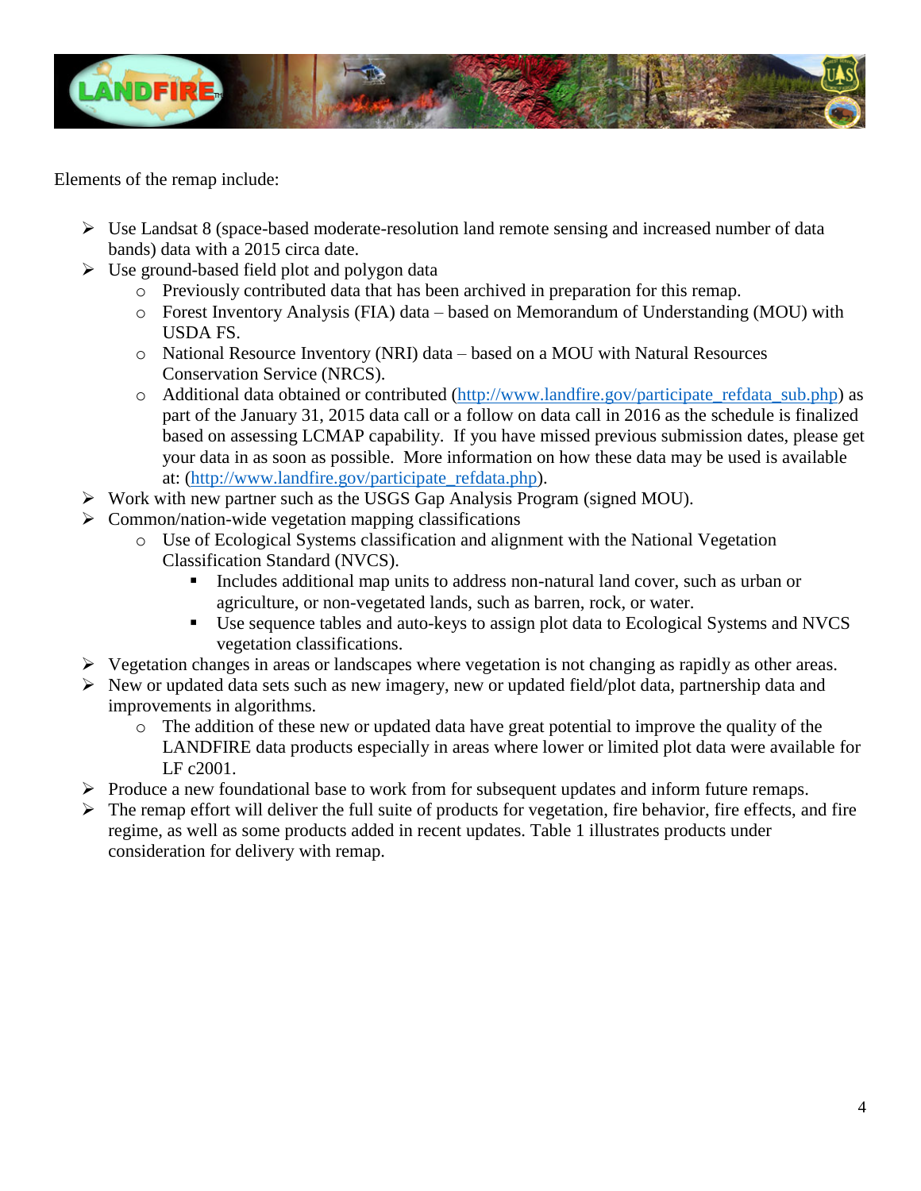Elements of the remap include:

- Use Landsat 8 (space-based moderate-resolution land remote sensing and increased number of data bands) data with a 2015 circa date.
- Use ground-based field plot and polygon data
  - Previously contributed data that has been archived in preparation for this remap.
  - Forest Inventory Analysis (FIA) data – based on Memorandum of Understanding (MOU) with USDA FS.
  - National Resource Inventory (NRI) data – based on a MOU with Natural Resources Conservation Service (NRCS).
  - Additional data obtained or contributed ([http://www.landfire.gov/participate_refdata_sub.php](http://www.landfire.gov/participate_refdata_sub.php)) as part of the January 31, 2015 data call or a follow on data call in 2016 as the schedule is finalized based on assessing LCMAP capability. If you have missed previous submission dates, please get your data in as soon as possible. More information on how these data may be used is available at: ([http://www.landfire.gov/participate_refdata.php](http://www.landfire.gov/participate_refdata.php)).
- Work with new partner such as the USGS Gap Analysis Program (signed MOU).
- Common/nation-wide vegetation mapping classifications
  - Use of Ecological Systems classification and alignment with the National Vegetation Classification Standard (NVCS).
    - Includes additional map units to address non-natural land cover, such as urban or agriculture, or non-vegetated lands, such as barren, rock, or water.
    - Use sequence tables and auto-keys to assign plot data to Ecological Systems and NVCS vegetation classifications.
- Vegetation changes in areas or landscapes where vegetation is not changing as rapidly as other areas.
- New or updated data sets such as new imagery, new or updated field/plot data, partnership data and improvements in algorithms.
  - The addition of these new or updated data have great potential to improve the quality of the LANDFIRE data products especially in areas where lower or limited plot data were available for LF c2001.
- Produce a new foundational base to work from for subsequent updates and inform future remaps.
- The remap effort will deliver the full suite of products for vegetation, fire behavior, fire effects, and fire regime, as well as some products added in recent updates. Table 1 illustrates products under consideration for delivery with remap.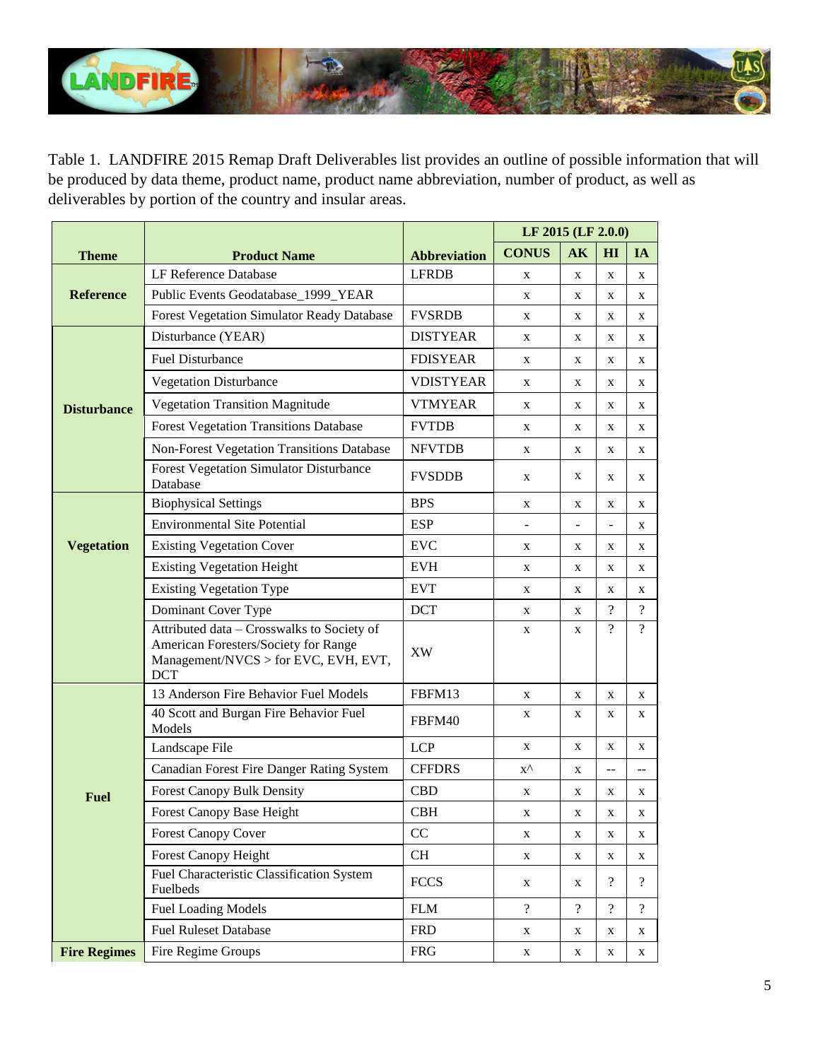Table 1. LANDFIRE 2015 Remap Draft Deliverables list provides an outline of possible information that will be produced by data theme, product name, product name abbreviation, number of product, as well as deliverables by portion of the country and insular areas.

| Theme | Product Name | Abbreviation | LF 2015 (LF 2.0.0) | | | |
|---|---|---|---|---|---|---|
| | | | CONUS | AK | HI | IA |
| Reference | LF Reference Database | LFRDB | x | x | x | x |
| | Public Events Geodatabase_1999_YEAR | | x | x | x | x |
| | Forest Vegetation Simulator Ready Database | FVSRDB | x | x | x | x |
| Disturbance | Disturbance (YEAR) | DISTYEAR | x | x | x | x |
| | Fuel Disturbance | FDISYEAR | x | x | x | x |
| | Vegetation Disturbance | VDISTYEAR | x | x | x | x |
| | Vegetation Transition Magnitude | VTMYEAR | x | x | x | x |
| | Forest Vegetation Transitions Database | FVTDB | x | x | x | x |
| | Non-Forest Vegetation Transitions Database | NFVTDB | x | x | x | x |
| | Forest Vegetation Simulator Disturbance Database | FVSDDB | x | x | x | x |
| Vegetation | Biophysical Settings | BPS | x | x | x | x |
| | Environmental Site Potential | ESP | - | - | - | x |
| | Existing Vegetation Cover | EVC | x | x | x | x |
| | Existing Vegetation Height | EVH | x | x | x | x |
| | Existing Vegetation Type | EVT | x | x | x | x |
| | Dominant Cover Type | DCT | x | x | ? | ? |
| | Attributed data – Crosswalks to Society of American Foresters/Society for Range Management/NVCS > for EVC, EVH, EVT, DCT | XW | x | x | ? | ? |
| Fuel | 13 Anderson Fire Behavior Fuel Models | FBFM13 | x | x | x | x |
| | 40 Scott and Burgan Fire Behavior Fuel Models | FBFM40 | x | x | x | x |
| | Landscape File | LCP | x | x | x | x |
| | Canadian Forest Fire Danger Rating System | CFFDRS | x^ | x | -- | -- |
| | Forest Canopy Bulk Density | CBD | x | x | x | x |
| | Forest Canopy Base Height | CBH | x | x | x | x |
| | Forest Canopy Cover | CC | x | x | x | x |
| | Forest Canopy Height | CH | x | x | x | x |
| | Fuel Characteristic Classification System Fuelbeds | FCCS | x | x | ? | ? |
| | Fuel Loading Models | FLM | ? | ? | ? | ? |
| | Fuel Ruleset Database | FRD | x | x | x | x |
| Fire Regimes | Fire Regime Groups | FRG | x | x | x | x |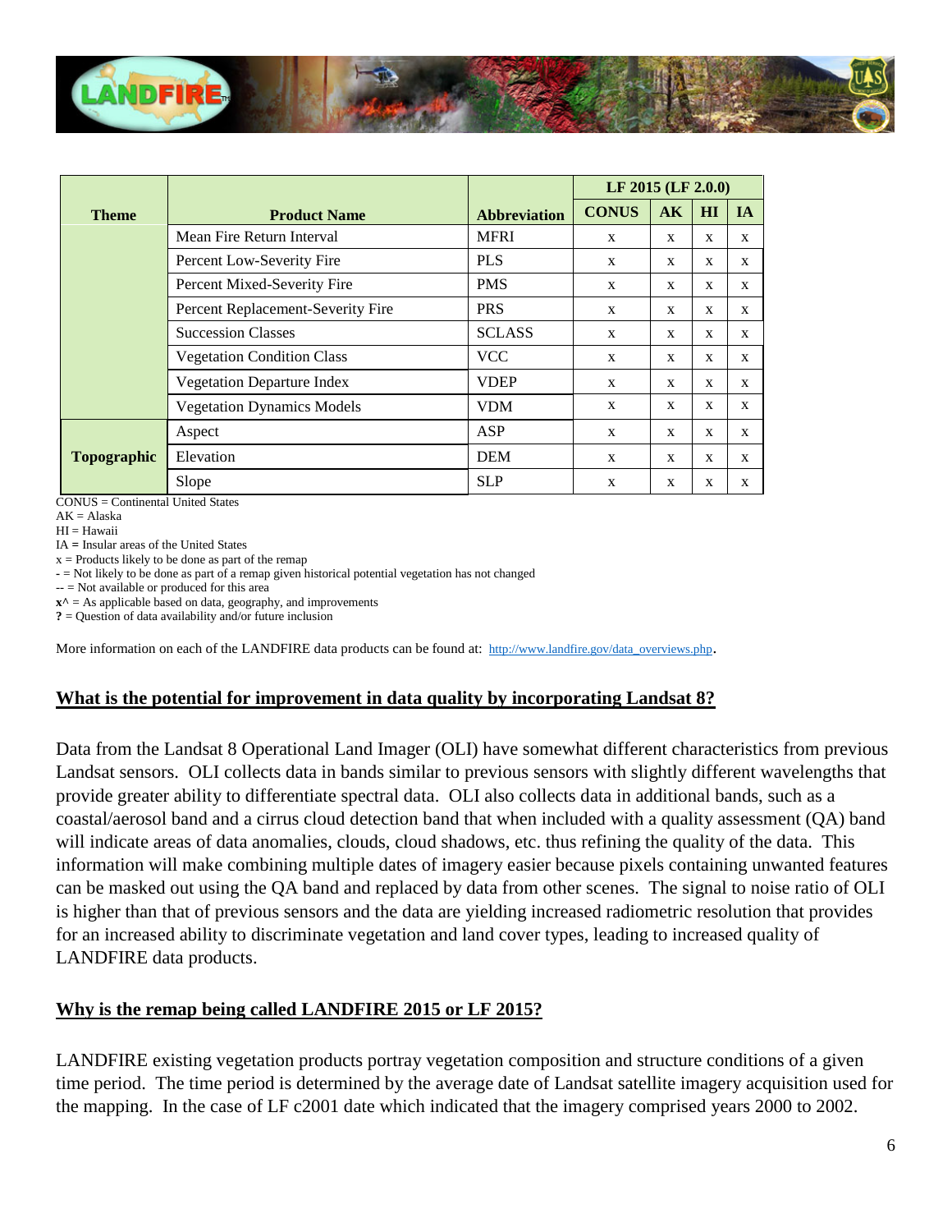| Theme | Product Name | Abbreviation | LF 2015 (LF 2.0.0) | | | |
|---|---|---|---|---|---|---|
| | | | CONUS | AK | HI | IA |
| | Mean Fire Return Interval | MFRI | x | x | x | x |
| | Percent Low-Severity Fire | PLS | x | x | x | x |
| | Percent Mixed-Severity Fire | PMS | x | x | x | x |
| | Percent Replacement-Severity Fire | PRS | x | x | x | x |
| | Succession Classes | SCLASS | x | x | x | x |
| | Vegetation Condition Class | VCC | x | x | x | x |
| | Vegetation Departure Index | VDEP | x | x | x | x |
| | Vegetation Dynamics Models | VDM | x | x | x | x |
| Topographic | Aspect | ASP | x | x | x | x |
| | Elevation | DEM | x | x | x | x |
| | Slope | SLP | x | x | x | x |

CONUS = Continental United States
AK = Alaska
HI = Hawaii
IA = Insular areas of the United States
x = Products likely to be done as part of the remap
- = Not likely to be done as part of a remap given historical potential vegetation has not changed
-- = Not available or produced for this area
**x^** = As applicable based on data, geography, and improvements
**?** = Question of data availability and/or future inclusion

More information on each of the LANDFIRE data products can be found at: http://www.landfire.gov/data_overviews.php.

## What is the potential for improvement in data quality by incorporating Landsat 8?

Data from the Landsat 8 Operational Land Imager (OLI) have somewhat different characteristics from previous Landsat sensors. OLI collects data in bands similar to previous sensors with slightly different wavelengths that provide greater ability to differentiate spectral data. OLI also collects data in additional bands, such as a coastal/aerosol band and a cirrus cloud detection band that when included with a quality assessment (QA) band will indicate areas of data anomalies, clouds, cloud shadows, etc. thus refining the quality of the data. This information will make combining multiple dates of imagery easier because pixels containing unwanted features can be masked out using the QA band and replaced by data from other scenes. The signal to noise ratio of OLI is higher than that of previous sensors and the data are yielding increased radiometric resolution that provides for an increased ability to discriminate vegetation and land cover types, leading to increased quality of LANDFIRE data products.

## Why is the remap being called LANDFIRE 2015 or LF 2015?

LANDFIRE existing vegetation products portray vegetation composition and structure conditions of a given time period. The time period is determined by the average date of Landsat satellite imagery acquisition used for the mapping. In the case of LF c2001 date which indicated that the imagery comprised years 2000 to 2002.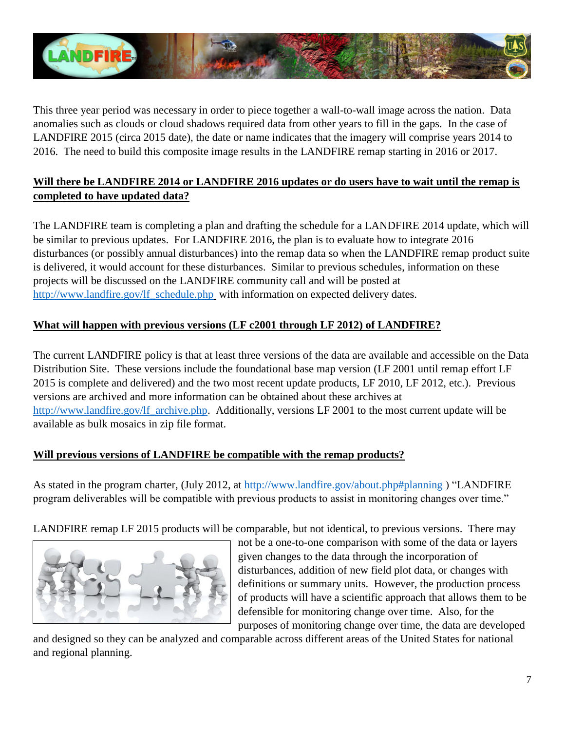This three year period was necessary in order to piece together a wall-to-wall image across the nation. Data anomalies such as clouds or cloud shadows required data from other years to fill in the gaps. In the case of LANDFIRE 2015 (circa 2015 date), the date or name indicates that the imagery will comprise years 2014 to 2016. The need to build this composite image results in the LANDFIRE remap starting in 2016 or 2017.

**Will there be LANDFIRE 2014 or LANDFIRE 2016 updates or do users have to wait until the remap is completed to have updated data?**

The LANDFIRE team is completing a plan and drafting the schedule for a LANDFIRE 2014 update, which will be similar to previous updates. For LANDFIRE 2016, the plan is to evaluate how to integrate 2016 disturbances (or possibly annual disturbances) into the remap data so when the LANDFIRE remap product suite is delivered, it would account for these disturbances. Similar to previous schedules, information on these projects will be discussed on the LANDFIRE community call and will be posted at http://www.landfire.gov/lf_schedule.php with information on expected delivery dates.

**What will happen with previous versions (LF c2001 through LF 2012) of LANDFIRE?**

The current LANDFIRE policy is that at least three versions of the data are available and accessible on the Data Distribution Site. These versions include the foundational base map version (LF 2001 until remap effort LF 2015 is complete and delivered) and the two most recent update products, LF 2010, LF 2012, etc.). Previous versions are archived and more information can be obtained about these archives at http://www.landfire.gov/lf_archive.php. Additionally, versions LF 2001 to the most current update will be available as bulk mosaics in zip file format.

**Will previous versions of LANDFIRE be compatible with the remap products?**

As stated in the program charter, (July 2012, at http://www.landfire.gov/about.php#planning ) "LANDFIRE program deliverables will be compatible with previous products to assist in monitoring changes over time."

LANDFIRE remap LF 2015 products will be comparable, but not identical, to previous versions. There may not be a one-to-one comparison with some of the data or layers given changes to the data through the incorporation of disturbances, addition of new field plot data, or changes with definitions or summary units. However, the production process of products will have a scientific approach that allows them to be defensible for monitoring change over time. Also, for the purposes of monitoring change over time, the data are developed and designed so they can be analyzed and comparable across different areas of the United States for national and regional planning.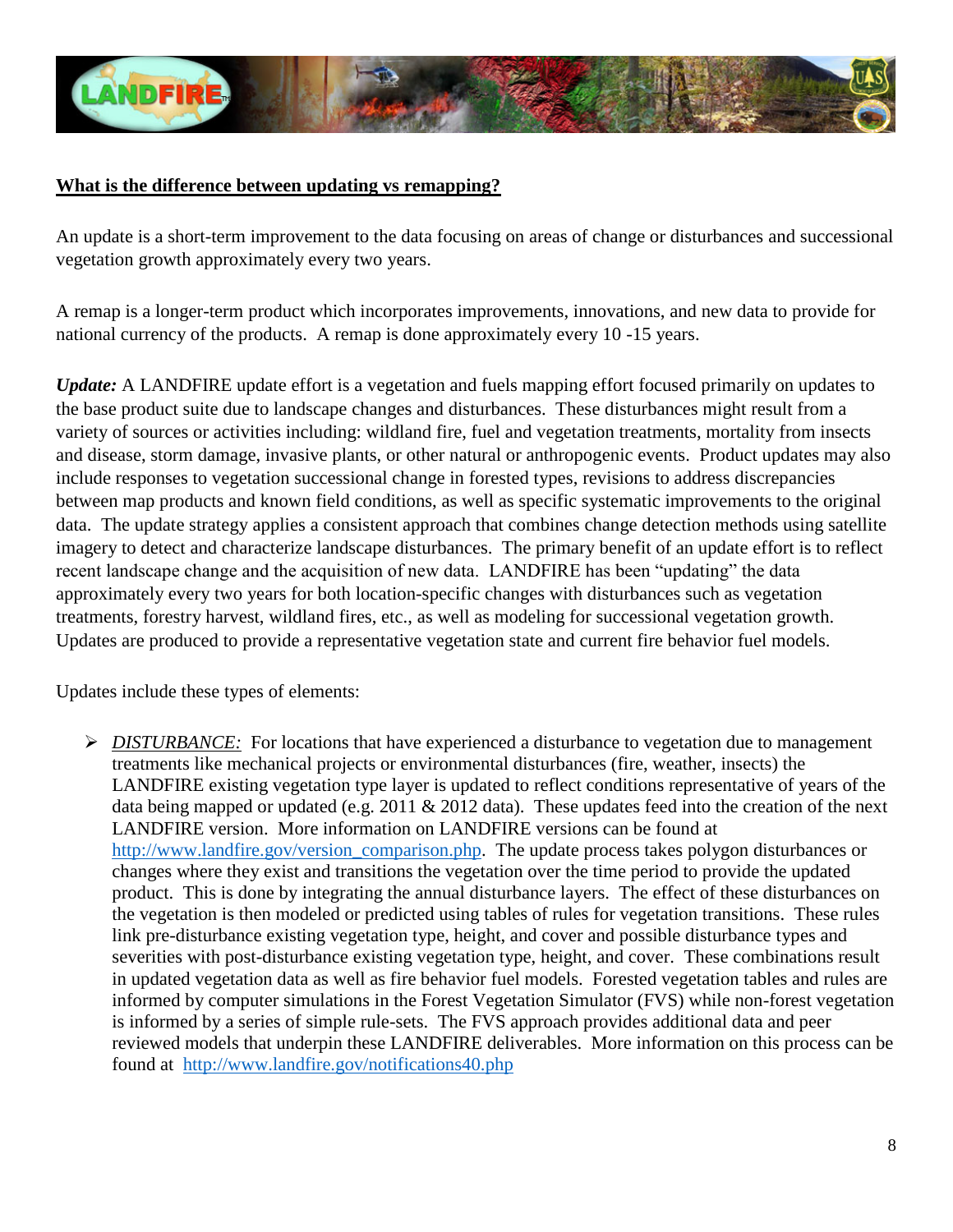**What is the difference between updating vs remapping?**

An update is a short-term improvement to the data focusing on areas of change or disturbances and successional vegetation growth approximately every two years.

A remap is a longer-term product which incorporates improvements, innovations, and new data to provide for national currency of the products. A remap is done approximately every 10 -15 years.

***Update:*** A LANDFIRE update effort is a vegetation and fuels mapping effort focused primarily on updates to the base product suite due to landscape changes and disturbances. These disturbances might result from a variety of sources or activities including: wildland fire, fuel and vegetation treatments, mortality from insects and disease, storm damage, invasive plants, or other natural or anthropogenic events. Product updates may also include responses to vegetation successional change in forested types, revisions to address discrepancies between map products and known field conditions, as well as specific systematic improvements to the original data. The update strategy applies a consistent approach that combines change detection methods using satellite imagery to detect and characterize landscape disturbances. The primary benefit of an update effort is to reflect recent landscape change and the acquisition of new data. LANDFIRE has been "updating" the data approximately every two years for both location-specific changes with disturbances such as vegetation treatments, forestry harvest, wildland fires, etc., as well as modeling for successional vegetation growth. Updates are produced to provide a representative vegetation state and current fire behavior fuel models.

Updates include these types of elements:

- *DISTURBANCE:* For locations that have experienced a disturbance to vegetation due to management treatments like mechanical projects or environmental disturbances (fire, weather, insects) the LANDFIRE existing vegetation type layer is updated to reflect conditions representative of years of the data being mapped or updated (e.g. 2011 & 2012 data). These updates feed into the creation of the next LANDFIRE version. More information on LANDFIRE versions can be found at http://www.landfire.gov/version_comparison.php. The update process takes polygon disturbances or changes where they exist and transitions the vegetation over the time period to provide the updated product. This is done by integrating the annual disturbance layers. The effect of these disturbances on the vegetation is then modeled or predicted using tables of rules for vegetation transitions. These rules link pre-disturbance existing vegetation type, height, and cover and possible disturbance types and severities with post-disturbance existing vegetation type, height, and cover. These combinations result in updated vegetation data as well as fire behavior fuel models. Forested vegetation tables and rules are informed by computer simulations in the Forest Vegetation Simulator (FVS) while non-forest vegetation is informed by a series of simple rule-sets. The FVS approach provides additional data and peer reviewed models that underpin these LANDFIRE deliverables. More information on this process can be found at http://www.landfire.gov/notifications40.php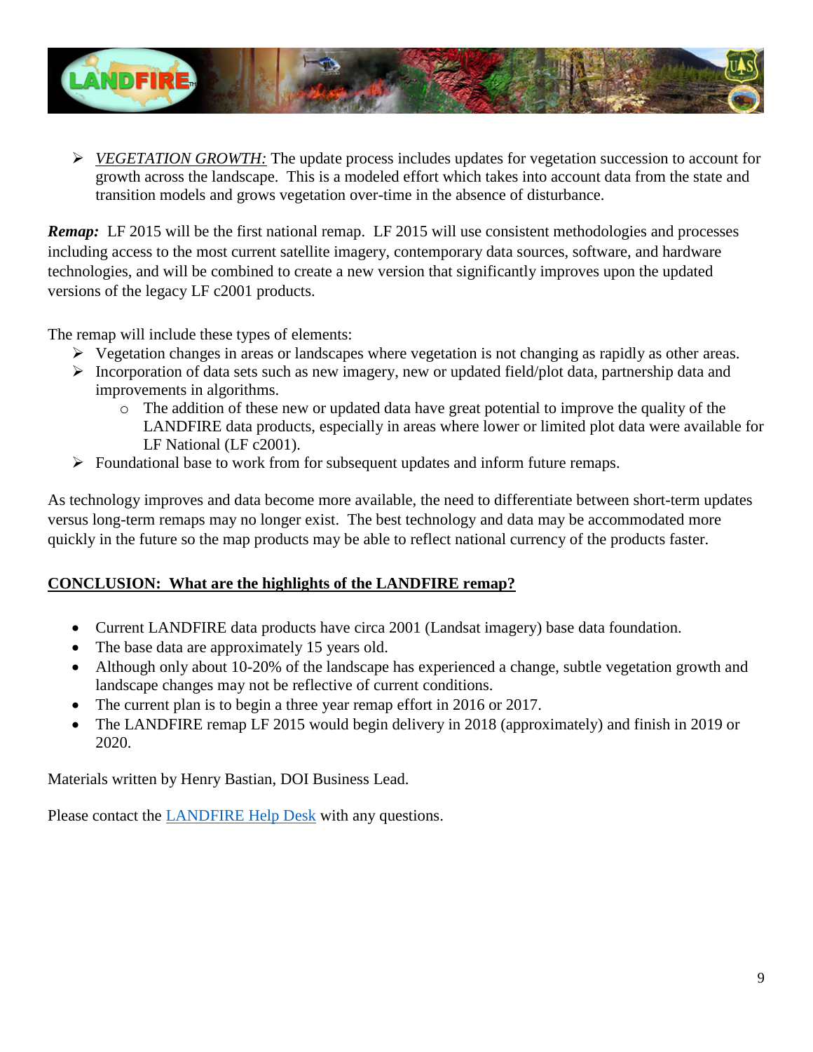- *VEGETATION GROWTH:* The update process includes updates for vegetation succession to account for growth across the landscape. This is a modeled effort which takes into account data from the state and transition models and grows vegetation over-time in the absence of disturbance.

***Remap:*** LF 2015 will be the first national remap. LF 2015 will use consistent methodologies and processes including access to the most current satellite imagery, contemporary data sources, software, and hardware technologies, and will be combined to create a new version that significantly improves upon the updated versions of the legacy LF c2001 products.

The remap will include these types of elements:

- Vegetation changes in areas or landscapes where vegetation is not changing as rapidly as other areas.
- Incorporation of data sets such as new imagery, new or updated field/plot data, partnership data and improvements in algorithms.
  - The addition of these new or updated data have great potential to improve the quality of the LANDFIRE data products, especially in areas where lower or limited plot data were available for LF National (LF c2001).
- Foundational base to work from for subsequent updates and inform future remaps.

As technology improves and data become more available, the need to differentiate between short-term updates versus long-term remaps may no longer exist. The best technology and data may be accommodated more quickly in the future so the map products may be able to reflect national currency of the products faster.

**CONCLUSION: What are the highlights of the LANDFIRE remap?**

- Current LANDFIRE data products have circa 2001 (Landsat imagery) base data foundation.
- The base data are approximately 15 years old.
- Although only about 10-20% of the landscape has experienced a change, subtle vegetation growth and landscape changes may not be reflective of current conditions.
- The current plan is to begin a three year remap effort in 2016 or 2017.
- The LANDFIRE remap LF 2015 would begin delivery in 2018 (approximately) and finish in 2019 or 2020.

Materials written by Henry Bastian, DOI Business Lead.

Please contact the LANDFIRE Help Desk with any questions.